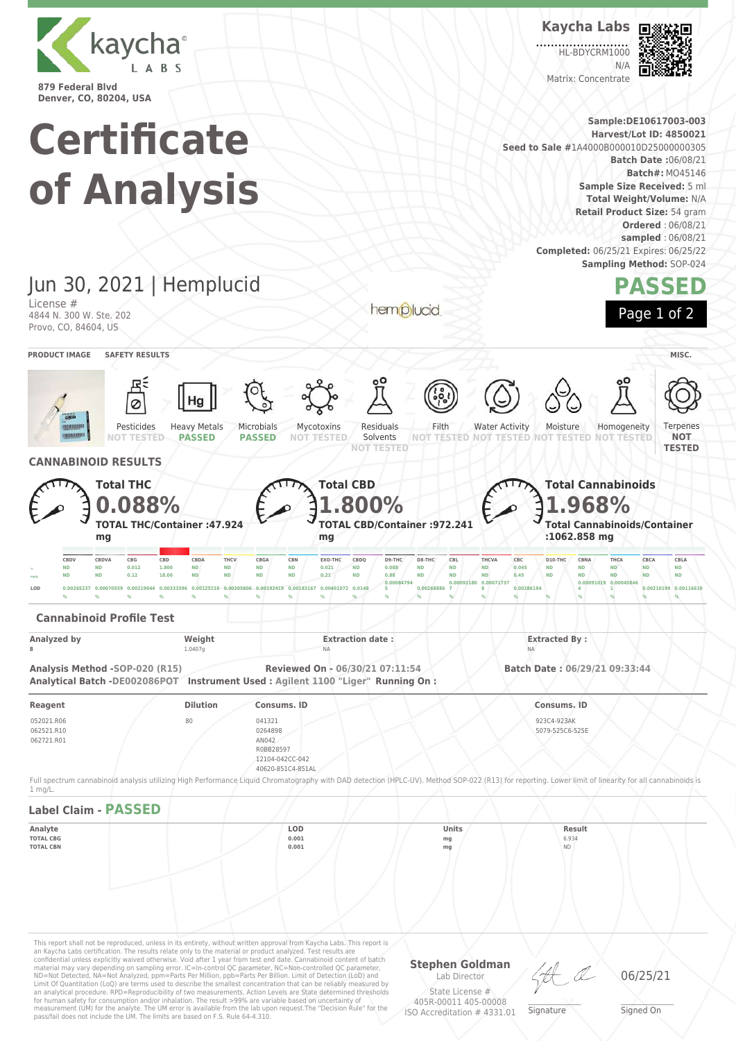**Kaycha Labs**

HL-BDYCRM1000
N/A
Matrix: Concentrate

879 Federal Blvd
Denver, CO, 80204, USA

# Certificate of Analysis

**Sample:DE10617003-003**
**Harvest/Lot ID: 4850021**
**Seed to Sale #**1A4000B000010D25000000305
**Batch Date :**06/08/21
**Batch#:** MO45146
**Sample Size Received:** 5 ml
**Total Weight/Volume:** N/A
**Retail Product Size:** 54 gram
**Ordered** : 06/08/21
**sampled** : 06/08/21
**Completed:** 06/25/21 Expires: 06/25/22
**Sampling Method:** SOP-024

## Jun 30, 2021 | Hemplucid

License #
4844 N. 300 W. Ste. 202
Provo, CO, 84604, US

**PASSED**

**PRODUCT IMAGE** | **SAFETY RESULTS** | **MISC.**

| Pesticides | Heavy Metals | Microbials | Mycotoxins | Residuals Solvents | Filth | Water Activity | Moisture | Homogeneity | Terpenes |
|---|---|---|---|---|---|---|---|---|---|
| NOT TESTED | PASSED | PASSED | NOT TESTED | NOT TESTED | NOT TESTED | NOT TESTED | NOT TESTED | NOT TESTED | NOT TESTED |

## CANNABINOID RESULTS

**Total THC**
**0.088%**
**TOTAL THC/Container :47.924 mg**

**Total CBD**
**1.800%**
**TOTAL CBD/Container :972.241 mg**

**Total Cannabinoids**
**1.968%**
**Total Cannabinoids/Container :1062.858 mg**

| | CBDV | CBDVA | CBG | CBD | CBDA | THCV | CBGA | CBN | EXO-THC | CBDQ | D9-THC | D8-THC | CBL | THCVA | CBC | D10-THC | CBNA | THCA | CBCA | CBLA |
|---|---|---|---|---|---|---|---|---|---|---|---|---|---|---|---|---|---|---|---|---|
| % | ND | ND | 0.012 | 1.800 | ND | ND | ND | ND | 0.021 | ND | 0.088 | ND | ND | ND | 0.045 | ND | ND | ND | ND | ND |
| mg/g | ND | ND | 0.12 | 18.00 | ND | ND | ND | ND | 0.21 | ND | 0.88 | ND | ND | ND | 0.45 | ND | ND | ND | ND | ND |
| LOD | 0.00265237 % | 0.00070559 % | 0.00219044 % | 0.00333396 % | 0.00125116 % | 0.00205806 % | 0.00192419 % | 0.00183167 % | 0.00401072 % | 0.0148 % | 0.00084794 5 % | 0.00268886 % | 0.00092180 7 % | 0.00071737 8 % | 0.00286194 % | % | 0.00091019 4 % | 0.00045846 1 % | 0.00210199 % | 0.00116619 % |

### Cannabinoid Profile Test

| Analyzed by | Weight | Extraction date : | Extracted By : |
|---|---|---|---|
| 8 | 1.0407g | NA | NA |

**Analysis Method -SOP-020 (R15)** **Reviewed On - 06/30/21 07:11:54** **Batch Date : 06/29/21 09:33:44**
**Analytical Batch -DE002086POT** **Instrument Used : Agilent 1100 "Liger"** **Running On :**

| Reagent | Dilution | Consums. ID | Consums. ID |
|---|---|---|---|
| 052021.R06<br>062521.R10<br>062721.R01 | 80 | 041321<br>0264898<br>AN042<br>R0BB28597<br>12104-042CC-042<br>40620-851C4-851AL | 923C4-923AK<br>5079-525C6-525E |

Full spectrum cannabinoid analysis utilizing High Performance Liquid Chromatography with DAD detection (HPLC-UV). Method SOP-022 (R13) for reporting. Lower limit of linearity for all cannabinoids is 1 mg/L.

### Label Claim - PASSED

| Analyte | LOD | Units | Result |
|---|---|---|---|
| TOTAL CBG | 0.001 | mg | 6.934 |
| TOTAL CBN | 0.001 | mg | ND |

This report shall not be reproduced, unless in its entirety, without written approval from Kaycha Labs. This report is an Kaycha Labs certification. The results relate only to the material or product analyzed. Test results are confidential unless explicitly waived otherwise. Void after 1 year from test end date. Cannabinoid content of batch material may vary depending on sampling error. IC=In-control QC parameter, NC=Non-controlled QC parameter, ND=Not Detected, NA=Not Analyzed, ppm=Parts Per Million, ppb=Parts Per Billion. Limit of Detection (LoD) and Limit Of Quantitation (LoQ) are terms used to describe the smallest concentration that can be reliably measured by an analytical procedure. RPD=Reproducibility of two measurements. Action Levels are State determined thresholds for human safety for consumption and/or inhalation. The result >99% are variable based on uncertainty of measurement (UM) for the analyte. The UM error is available from the lab upon request.The "Decision Rule" for the pass/fail does not include the UM. The limits are based on F.S. Rule 64-4.310.

**Stephen Goldman**
Lab Director
State License #
405R-00011 405-00008
ISO Accreditation # 4331.01

Signature: 06/25/21
Signed On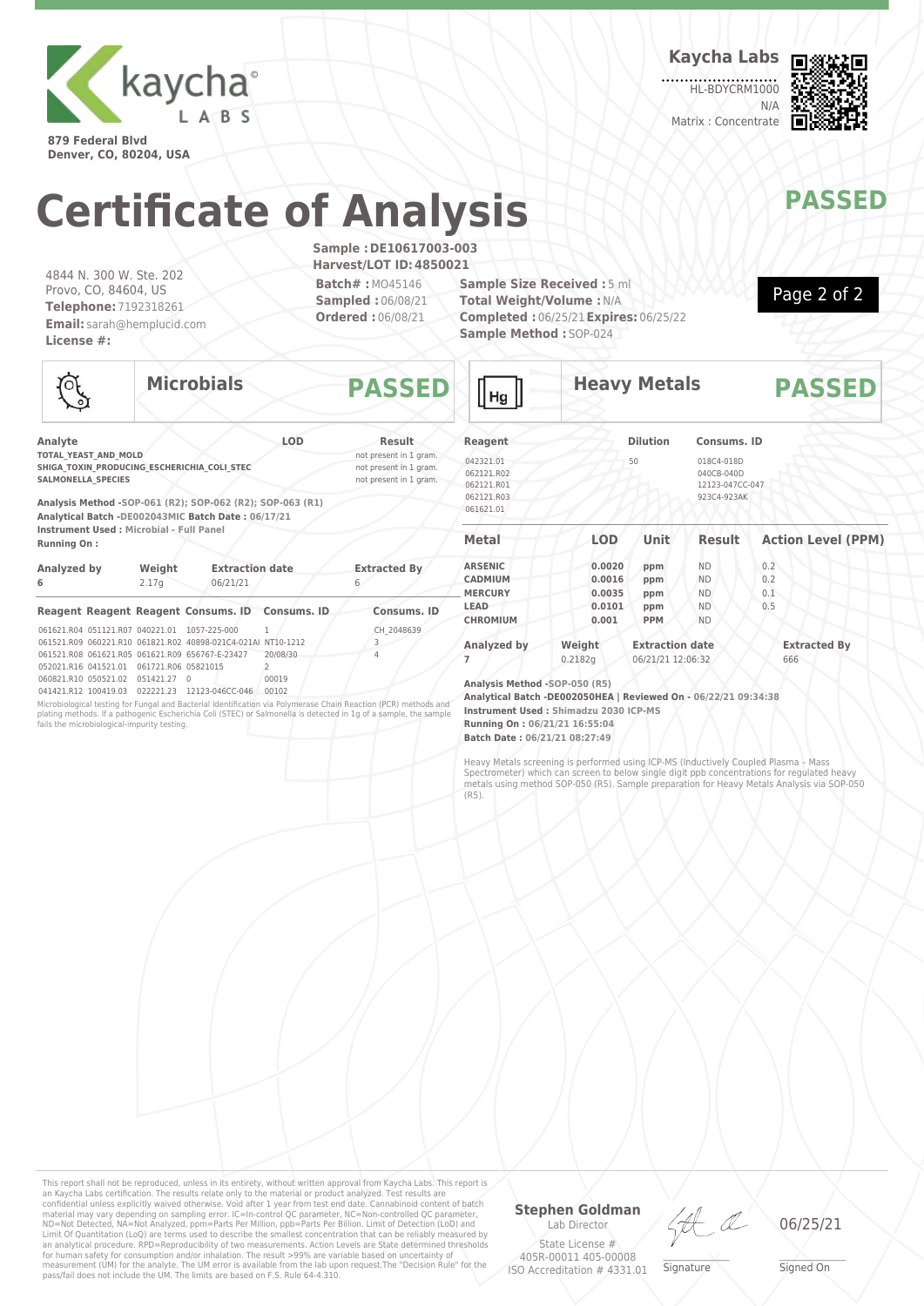kaycha LABS

879 Federal Blvd
Denver, CO, 80204, USA

**Kaycha Labs**

HL-BDYCRM1000
N/A
Matrix : Concentrate

# Certificate of Analysis

**PASSED**

4844 N. 300 W. Ste. 202
Provo, CO, 84604, US
**Telephone:** 7192318261
**Email:** sarah@hemplucid.com
**License #:**

**Sample : DE10617003-003**
**Harvest/LOT ID: 4850021**
**Batch# :** MO45146
**Sampled :** 06/08/21
**Ordered :** 06/08/21

**Sample Size Received :** 5 ml
**Total Weight/Volume :** N/A
**Completed :** 06/25/21 **Expires:** 06/25/22
**Sample Method :** SOP-024

## Microbials — PASSED

| Analyte | LOD | Result |
|---|---|---|
| TOTAL_YEAST_AND_MOLD | | not present in 1 gram. |
| SHIGA_TOXIN_PRODUCING_ESCHERICHIA_COLI_STEC | | not present in 1 gram. |
| SALMONELLA_SPECIES | | not present in 1 gram. |

**Analysis Method -SOP-061 (R2); SOP-062 (R2); SOP-063 (R1)**
**Analytical Batch -DE002043MIC Batch Date : 06/17/21**
**Instrument Used : Microbial - Full Panel**
**Running On :**

| Analyzed by | Weight | Extraction date | Extracted By |
|---|---|---|---|
| 6 | 2.17g | 06/21/21 | 6 |

| Reagent | Reagent | Reagent | Consums. ID | Consums. ID | Consums. ID |
|---|---|---|---|---|---|
| 061621.R04 | 051121.R07 | 040221.01 | 1057-225-000 | 1 | CH_2048639 |
| 061521.R09 | 060221.R10 | 061821.R02 | 40898-021C4-021AI | NT10-1212 | 3 |
| 061521.R08 | 061621.R05 | 061621.R09 | 656767-E-23427 | 20/08/30 | 4 |
| 052021.R16 | 041521.01 | 061721.R06 | 05821015 | 2 | |
| 060821.R10 | 050521.02 | 051421.27 | 0 | 00019 | |
| 041421.R12 | 100419.03 | 022221.23 | 12123-046CC-046 | 00102 | |

Microbiological testing for Fungal and Bacterial Identification via Polymerase Chain Reaction (PCR) methods and plating methods. If a pathogenic Escherichia Coli (STEC) or Salmonella is detected in 1g of a sample, the sample fails the microbiological-impurity testing.

## Heavy Metals — PASSED

| Reagent | Dilution | Consums. ID |
|---|---|---|
| 042321.01 | 50 | 018C4-018D |
| 062121.R02 | | 040CB-040D |
| 062121.R01 | | 12123-047CC-047 |
| 062121.R03 | | 923C4-923AK |
| 061621.01 | | |

| Metal | LOD | Unit | Result | Action Level (PPM) |
|---|---|---|---|---|
| ARSENIC | 0.0020 | ppm | ND | 0.2 |
| CADMIUM | 0.0016 | ppm | ND | 0.2 |
| MERCURY | 0.0035 | ppm | ND | 0.1 |
| LEAD | 0.0101 | ppm | ND | 0.5 |
| CHROMIUM | 0.001 | PPM | ND | |

| Analyzed by | Weight | Extraction date | Extracted By |
|---|---|---|---|
| 7 | 0.2182g | 06/21/21 12:06:32 | 666 |

**Analysis Method -SOP-050 (R5)**
**Analytical Batch -DE002050HEA | Reviewed On - 06/22/21 09:34:38**
**Instrument Used : Shimadzu 2030 ICP-MS**
**Running On : 06/21/21 16:55:04**
**Batch Date : 06/21/21 08:27:49**

Heavy Metals screening is performed using ICP-MS (Inductively Coupled Plasma - Mass Spectrometer) which can screen to below single digit ppb concentrations for regulated heavy metals using method SOP-050 (R5). Sample preparation for Heavy Metals Analysis via SOP-050 (R5).

This report shall not be reproduced, unless in its entirety, without written approval from Kaycha Labs. This report is an Kaycha Labs certification. The results relate only to the material or product analyzed. Test results are confidential unless explicitly waived otherwise. Void after 1 year from test end date. Cannabinoid content of batch material may vary depending on sampling error. IC=In-control QC parameter, NC=Non-controlled QC parameter, ND=Not Detected, NA=Not Analyzed, ppm=Parts Per Million, ppb=Parts Per Billion. Limit of Detection (LoD) and Limit Of Quantitation (LoQ) are terms used to describe the smallest concentration that can be reliably measured by an analytical procedure. RPD=Reproducibility of two measurements. Action Levels are State determined thresholds for human safety for consumption and/or inhalation. The result >99% are variable based on uncertainty of measurement (UM) for the analyte. The UM error is available from the lab upon request.The "Decision Rule" for the pass/fail does not include the UM. The limits are based on F.S. Rule 64-4.310.

**Stephen Goldman**
Lab Director
State License #
405R-00011 405-00008
ISO Accreditation # 4331.01

Signature

06/25/21
Signed On